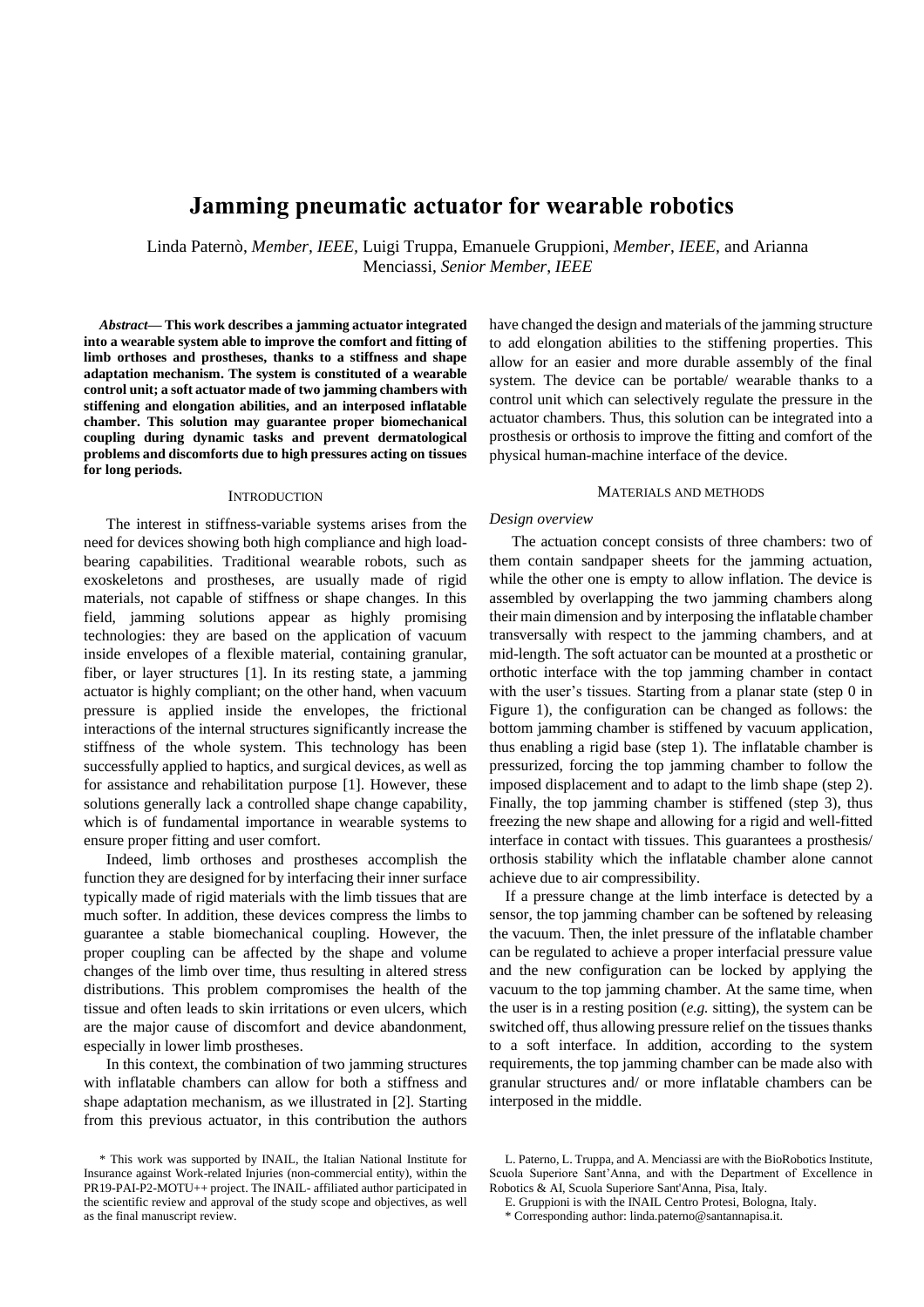# Jamming pneumatic actuator for wearable robotics

Linda Paternò, *Member, IEEE*, Luigi Truppa, Emanuele Gruppioni, *Member, IEEE*, and Arianna Menciassi, *Senior Member, IEEE*

***Abstract*— This work describes a jamming actuator integrated into a wearable system able to improve the comfort and fitting of limb orthoses and prostheses, thanks to a stiffness and shape adaptation mechanism. The system is constituted of a wearable control unit; a soft actuator made of two jamming chambers with stiffening and elongation abilities, and an interposed inflatable chamber. This solution may guarantee proper biomechanical coupling during dynamic tasks and prevent dermatological problems and discomforts due to high pressures acting on tissues for long periods.**

## Introduction

The interest in stiffness-variable systems arises from the need for devices showing both high compliance and high load-bearing capabilities. Traditional wearable robots, such as exoskeletons and prostheses, are usually made of rigid materials, not capable of stiffness or shape changes. In this field, jamming solutions appear as highly promising technologies: they are based on the application of vacuum inside envelopes of a flexible material, containing granular, fiber, or layer structures [1]. In its resting state, a jamming actuator is highly compliant; on the other hand, when vacuum pressure is applied inside the envelopes, the frictional interactions of the internal structures significantly increase the stiffness of the whole system. This technology has been successfully applied to haptics, and surgical devices, as well as for assistance and rehabilitation purpose [1]. However, these solutions generally lack a controlled shape change capability, which is of fundamental importance in wearable systems to ensure proper fitting and user comfort.

Indeed, limb orthoses and prostheses accomplish the function they are designed for by interfacing their inner surface typically made of rigid materials with the limb tissues that are much softer. In addition, these devices compress the limbs to guarantee a stable biomechanical coupling. However, the proper coupling can be affected by the shape and volume changes of the limb over time, thus resulting in altered stress distributions. This problem compromises the health of the tissue and often leads to skin irritations or even ulcers, which are the major cause of discomfort and device abandonment, especially in lower limb prostheses.

In this context, the combination of two jamming structures with inflatable chambers can allow for both a stiffness and shape adaptation mechanism, as we illustrated in [2]. Starting from this previous actuator, in this contribution the authors have changed the design and materials of the jamming structure to add elongation abilities to the stiffening properties. This allow for an easier and more durable assembly of the final system. The device can be portable/ wearable thanks to a control unit which can selectively regulate the pressure in the actuator chambers. Thus, this solution can be integrated into a prosthesis or orthosis to improve the fitting and comfort of the physical human-machine interface of the device.

## Materials and methods

### *Design overview*

The actuation concept consists of three chambers: two of them contain sandpaper sheets for the jamming actuation, while the other one is empty to allow inflation. The device is assembled by overlapping the two jamming chambers along their main dimension and by interposing the inflatable chamber transversally with respect to the jamming chambers, and at mid-length. The soft actuator can be mounted at a prosthetic or orthotic interface with the top jamming chamber in contact with the user's tissues. Starting from a planar state (step 0 in Figure 1), the configuration can be changed as follows: the bottom jamming chamber is stiffened by vacuum application, thus enabling a rigid base (step 1). The inflatable chamber is pressurized, forcing the top jamming chamber to follow the imposed displacement and to adapt to the limb shape (step 2). Finally, the top jamming chamber is stiffened (step 3), thus freezing the new shape and allowing for a rigid and well-fitted interface in contact with tissues. This guarantees a prosthesis/ orthosis stability which the inflatable chamber alone cannot achieve due to air compressibility.

If a pressure change at the limb interface is detected by a sensor, the top jamming chamber can be softened by releasing the vacuum. Then, the inlet pressure of the inflatable chamber can be regulated to achieve a proper interfacial pressure value and the new configuration can be locked by applying the vacuum to the top jamming chamber. At the same time, when the user is in a resting position (*e.g.* sitting), the system can be switched off, thus allowing pressure relief on the tissues thanks to a soft interface. In addition, according to the system requirements, the top jamming chamber can be made also with granular structures and/ or more inflatable chambers can be interposed in the middle.

---

\* This work was supported by INAIL, the Italian National Institute for Insurance against Work-related Injuries (non-commercial entity), within the PR19-PAI-P2-MOTU++ project. The INAIL- affiliated author participated in the scientific review and approval of the study scope and objectives, as well as the final manuscript review.

L. Paterno, L. Truppa, and A. Menciassi are with the BioRobotics Institute, Scuola Superiore Sant'Anna, and with the Department of Excellence in Robotics & AI, Scuola Superiore Sant'Anna, Pisa, Italy.

E. Gruppioni is with the INAIL Centro Protesi, Bologna, Italy.

\* Corresponding author: linda.paterno@santannapisa.it.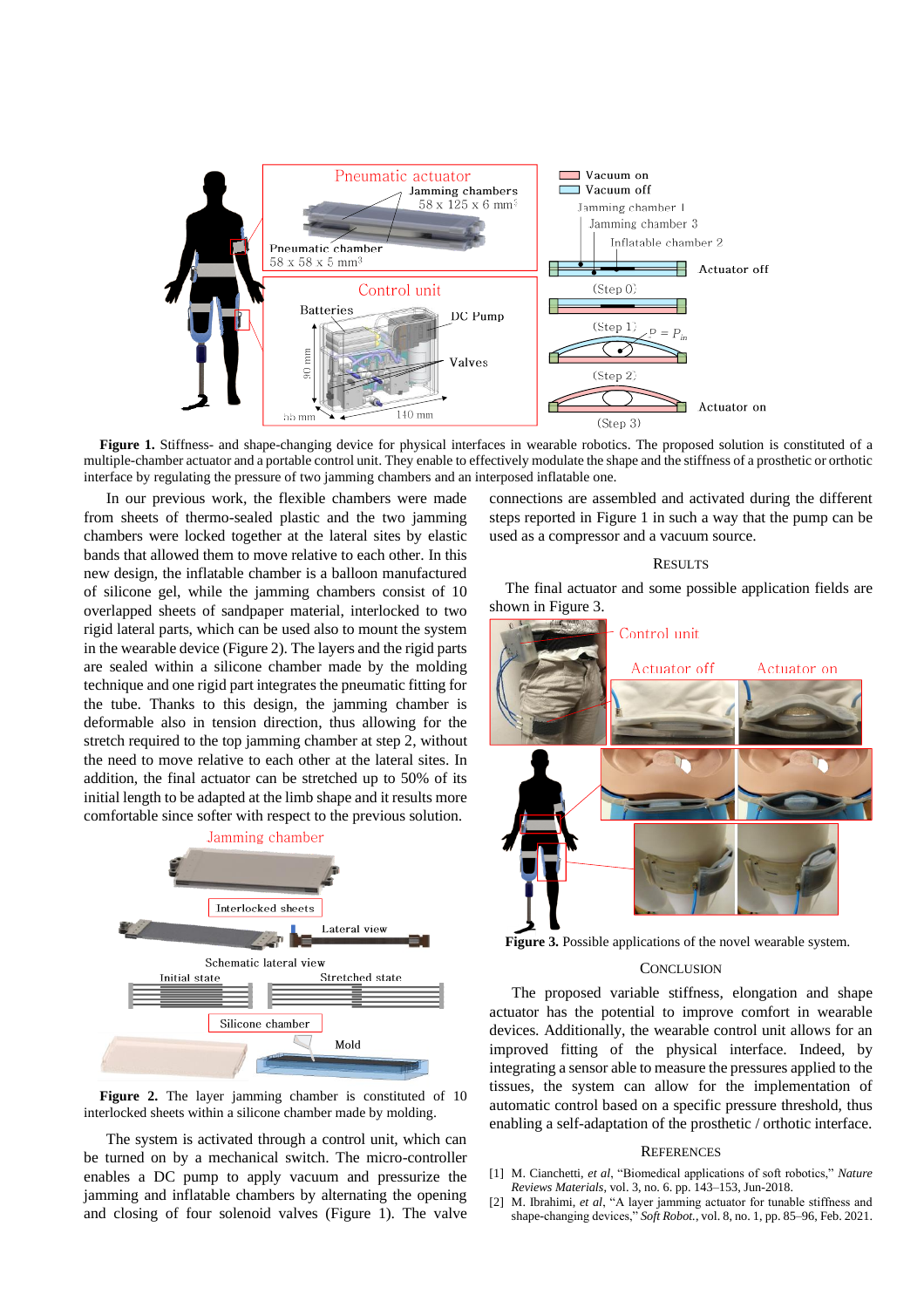Pneumatic actuator

Jamming chambers
58 x 125 x 6 mm³

Pneumatic chamber
58 x 58 x 5 mm³

Control unit

Batteries

DC Pump

Valves

90 mm

55 mm

140 mm

Vacuum on

Vacuum off

Jamming chamber 1

Jamming chamber 3

Inflatable chamber 2

Actuator off

(Step 0)

(Step 1)

$P = P_{in}$

(Step 2)

Actuator on

(Step 3)

**Figure 1.** Stiffness- and shape-changing device for physical interfaces in wearable robotics. The proposed solution is constituted of a multiple-chamber actuator and a portable control unit. They enable to effectively modulate the shape and the stiffness of a prosthetic or orthotic interface by regulating the pressure of two jamming chambers and an interposed inflatable one.

In our previous work, the flexible chambers were made from sheets of thermo-sealed plastic and the two jamming chambers were locked together at the lateral sites by elastic bands that allowed them to move relative to each other. In this new design, the inflatable chamber is a balloon manufactured of silicone gel, while the jamming chambers consist of 10 overlapped sheets of sandpaper material, interlocked to two rigid lateral parts, which can be used also to mount the system in the wearable device (Figure 2). The layers and the rigid parts are sealed within a silicone chamber made by the molding technique and one rigid part integrates the pneumatic fitting for the tube. Thanks to this design, the jamming chamber is deformable also in tension direction, thus allowing for the stretch required to the top jamming chamber at step 2, without the need to move relative to each other at the lateral sites. In addition, the final actuator can be stretched up to 50% of its initial length to be adapted at the limb shape and it results more comfortable since softer with respect to the previous solution.

Jamming chamber

Interlocked sheets

Lateral view

Schematic lateral view

Initial state

Stretched state

Silicone chamber

Mold

**Figure 2.** The layer jamming chamber is constituted of 10 interlocked sheets within a silicone chamber made by molding.

The system is activated through a control unit, which can be turned on by a mechanical switch. The micro-controller enables a DC pump to apply vacuum and pressurize the jamming and inflatable chambers by alternating the opening and closing of four solenoid valves (Figure 1). The valve connections are assembled and activated during the different steps reported in Figure 1 in such a way that the pump can be used as a compressor and a vacuum source.

## Results

The final actuator and some possible application fields are shown in Figure 3.

Control unit

Actuator off

Actuator on

**Figure 3.** Possible applications of the novel wearable system.

## Conclusion

The proposed variable stiffness, elongation and shape actuator has the potential to improve comfort in wearable devices. Additionally, the wearable control unit allows for an improved fitting of the physical interface. Indeed, by integrating a sensor able to measure the pressures applied to the tissues, the system can allow for the implementation of automatic control based on a specific pressure threshold, thus enabling a self-adaptation of the prosthetic / orthotic interface.

## References

[1] M. Cianchetti, *et al*, “Biomedical applications of soft robotics,” *Nature Reviews Materials*, vol. 3, no. 6. pp. 143–153, Jun-2018.

[2] M. Ibrahimi, *et al*, “A layer jamming actuator for tunable stiffness and shape-changing devices,” *Soft Robot.*, vol. 8, no. 1, pp. 85–96, Feb. 2021.